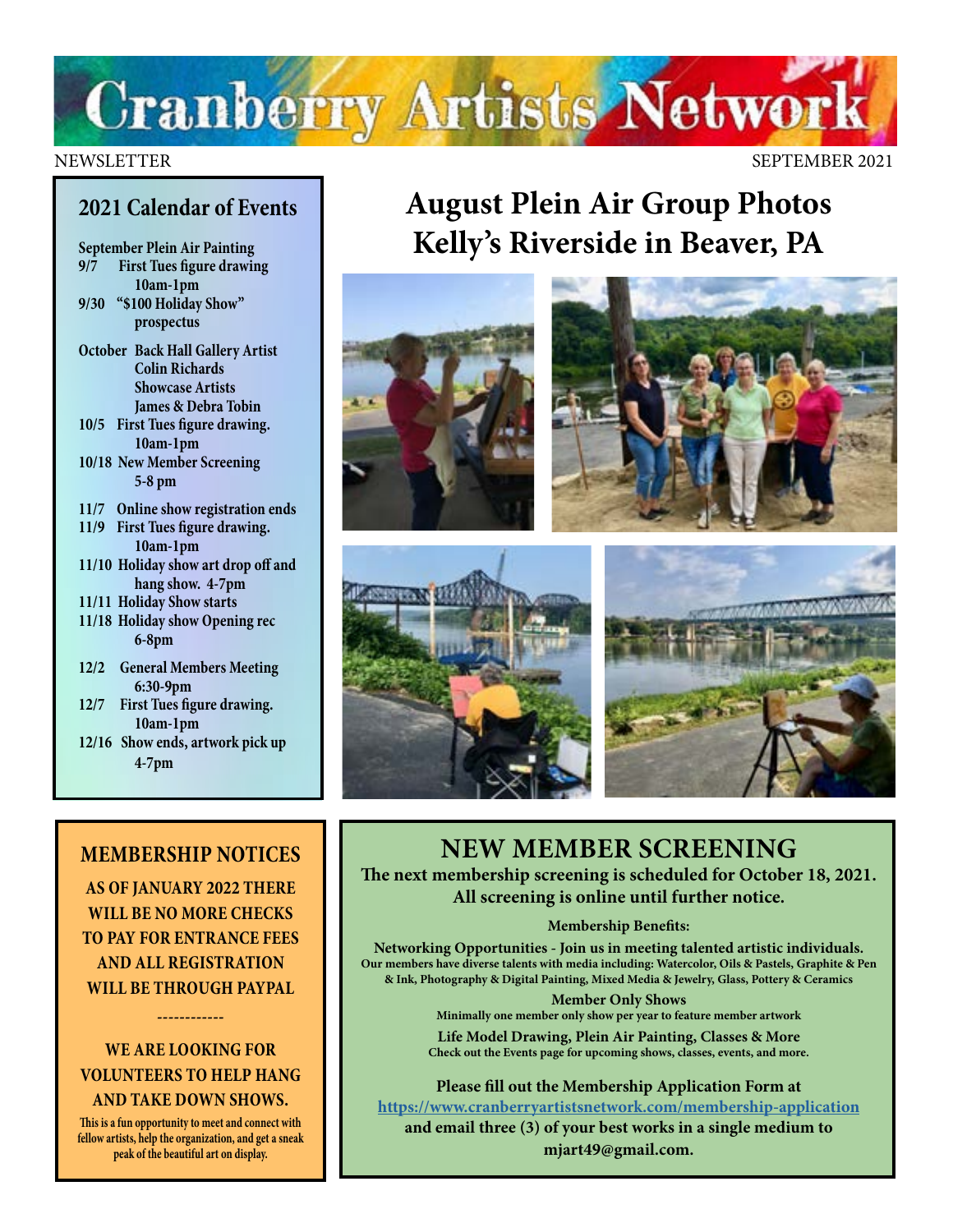# Cranberry Artists Network

NEWSLETTER SEPTEMBER 2021

## 2021 Calendar of Events

**September Plein Air Painting**
**9/7** First Tues figure drawing 10am-1pm
**9/30** "$100 Holiday Show" prospectus

**October** Back Hall Gallery Artist Colin Richards
Showcase Artists James & Debra Tobin
**10/5** First Tues figure drawing. 10am-1pm
**10/18** New Member Screening 5-8 pm

**11/7** Online show registration ends
**11/9** First Tues figure drawing. 10am-1pm
**11/10** Holiday show art drop off and hang show. 4-7pm
**11/11** Holiday Show starts
**11/18** Holiday show Opening rec 6-8pm

**12/2** General Members Meeting 6:30-9pm
**12/7** First Tues figure drawing. 10am-1pm
**12/16** Show ends, artwork pick up 4-7pm

## August Plein Air Group Photos Kelly's Riverside in Beaver, PA

## MEMBERSHIP NOTICES

**AS OF JANUARY 2022 THERE WILL BE NO MORE CHECKS TO PAY FOR ENTRANCE FEES AND ALL REGISTRATION WILL BE THROUGH PAYPAL**

------------

**WE ARE LOOKING FOR VOLUNTEERS TO HELP HANG AND TAKE DOWN SHOWS.**

This is a fun opportunity to meet and connect with fellow artists, help the organization, and get a sneak peak of the beautiful art on display.

## NEW MEMBER SCREENING

**The next membership screening is scheduled for October 18, 2021. All screening is online until further notice.**

**Membership Benefits:**

**Networking Opportunities - Join us in meeting talented artistic individuals.**
Our members have diverse talents with media including: Watercolor, Oils & Pastels, Graphite & Pen & Ink, Photography & Digital Painting, Mixed Media & Jewelry, Glass, Pottery & Ceramics

**Member Only Shows**
Minimally one member only show per year to feature member artwork

**Life Model Drawing, Plein Air Painting, Classes & More**
Check out the Events page for upcoming shows, classes, events, and more.

**Please fill out the Membership Application Form at https://www.cranberryartistsnetwork.com/membership-application and email three (3) of your best works in a single medium to mjart49@gmail.com.**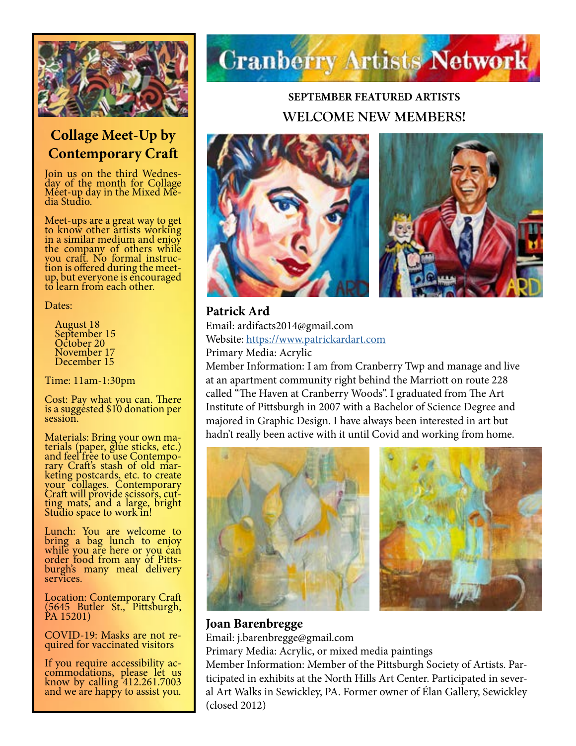# Cranberry Artists Network

## SEPTEMBER FEATURED ARTISTS

## WELCOME NEW MEMBERS!

### Patrick Ard

Email: ardifacts2014@gmail.com
Website: [https://www.patrickardart.com](https://www.patrickardart.com)
Primary Media: Acrylic
Member Information: I am from Cranberry Twp and manage and live at an apartment community right behind the Marriott on route 228 called "The Haven at Cranberry Woods". I graduated from The Art Institute of Pittsburgh in 2007 with a Bachelor of Science Degree and majored in Graphic Design. I have always been interested in art but hadn't really been active with it until Covid and working from home.

### Joan Barenbregge

Email: j.barenbregge@gmail.com
Primary Media: Acrylic, or mixed media paintings
Member Information: Member of the Pittsburgh Society of Artists. Participated in exhibits at the North Hills Art Center. Participated in several Art Walks in Sewickley, PA. Former owner of Élan Gallery, Sewickley (closed 2012)

## Collage Meet-Up by Contemporary Craft

Join us on the third Wednesday of the month for Collage Meet-up day in the Mixed Media Studio.

Meet-ups are a great way to get to know other artists working in a similar medium and enjoy the company of others while you craft. No formal instruction is offered during the meet-up, but everyone is encouraged to learn from each other.

Dates:

- August 18
- September 15
- October 20
- November 17
- December 15

Time: 11am-1:30pm

Cost: Pay what you can. There is a suggested $10 donation per session.

Materials: Bring your own materials (paper, glue sticks, etc.) and feel free to use Contemporary Craft's stash of old marketing postcards, etc. to create your collages. Contemporary Craft will provide scissors, cutting mats, and a large, bright Studio space to work in!

Lunch: You are welcome to bring a bag lunch to enjoy while you are here or you can order food from any of Pittsburgh's many meal delivery services.

Location: Contemporary Craft (5645 Butler St., Pittsburgh, PA 15201)

COVID-19: Masks are not required for vaccinated visitors

If you require accessibility accommodations, please let us know by calling 412.261.7003 and we are happy to assist you.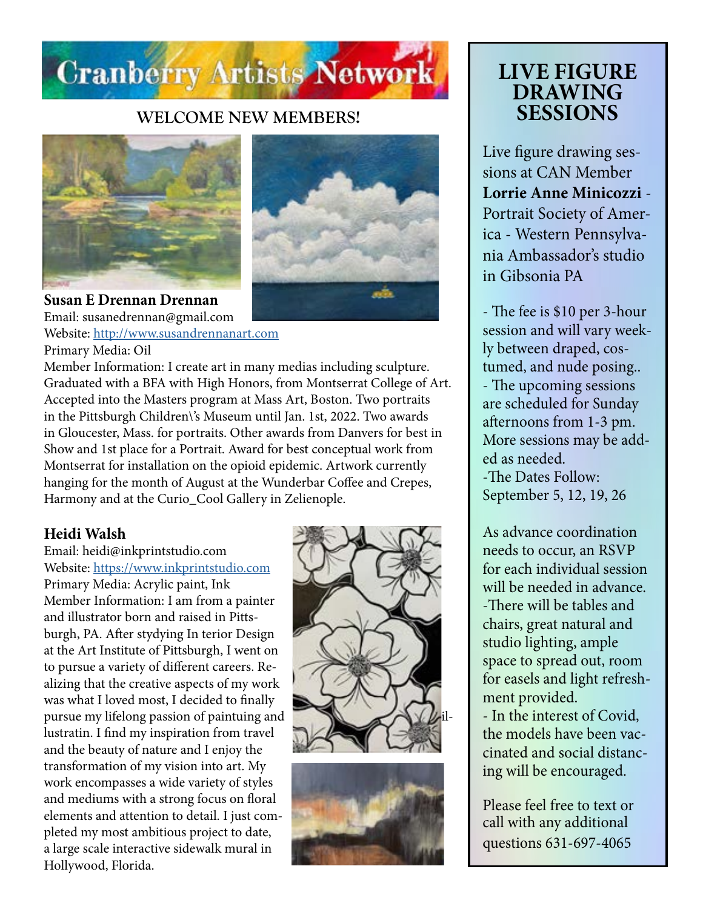# Cranberry Artists Network

## WELCOME NEW MEMBERS!

**Susan E Drennan Drennan**
Email: susanedrennan@gmail.com
Website: [http://www.susandrennanart.com](http://www.susandrennanart.com)
Primary Media: Oil
Member Information: I create art in many medias including sculpture. Graduated with a BFA with High Honors, from Montserrat College of Art. Accepted into the Masters program at Mass Art, Boston. Two portraits in the Pittsburgh Children\'s Museum until Jan. 1st, 2022. Two awards in Gloucester, Mass. for portraits. Other awards from Danvers for best in Show and 1st place for a Portrait. Award for best conceptual work from Montserrat for installation on the opioid epidemic. Artwork currently hanging for the month of August at the Wunderbar Coffee and Crepes, Harmony and at the Curio_Cool Gallery in Zelienople.

**Heidi Walsh**
Email: heidi@inkprintstudio.com
Website: [https://www.inkprintstudio.com](https://www.inkprintstudio.com)
Primary Media: Acrylic paint, Ink
Member Information: I am from a painter and illustrator born and raised in Pittsburgh, PA. After stydying In terior Design at the Art Institute of Pittsburgh, I went on to pursue a variety of different careers. Realizing that the creative aspects of my work was what I loved most, I decided to finally pursue my lifelong passion of paintuing and illustratin. I find my inspiration from travel and the beauty of nature and I enjoy the transformation of my vision into art. My work encompasses a wide variety of styles and mediums with a strong focus on floral elements and attention to detail. I just completed my most ambitious project to date, a large scale interactive sidewalk mural in Hollywood, Florida.

## LIVE FIGURE DRAWING SESSIONS

Live figure drawing sessions at CAN Member **Lorrie Anne Minicozzi** - Portrait Society of America - Western Pennsylvania Ambassador's studio in Gibsonia PA

- The fee is $10 per 3-hour session and will vary weekly between draped, costumed, and nude posing..
- The upcoming sessions are scheduled for Sunday afternoons from 1-3 pm. More sessions may be added as needed.
-The Dates Follow:
September 5, 12, 19, 26

As advance coordination needs to occur, an RSVP for each individual session will be needed in advance.
-There will be tables and chairs, great natural and studio lighting, ample space to spread out, room for easels and light refreshment provided.
- In the interest of Covid, the models have been vaccinated and social distancing will be encouraged.

Please feel free to text or call with any additional questions 631-697-4065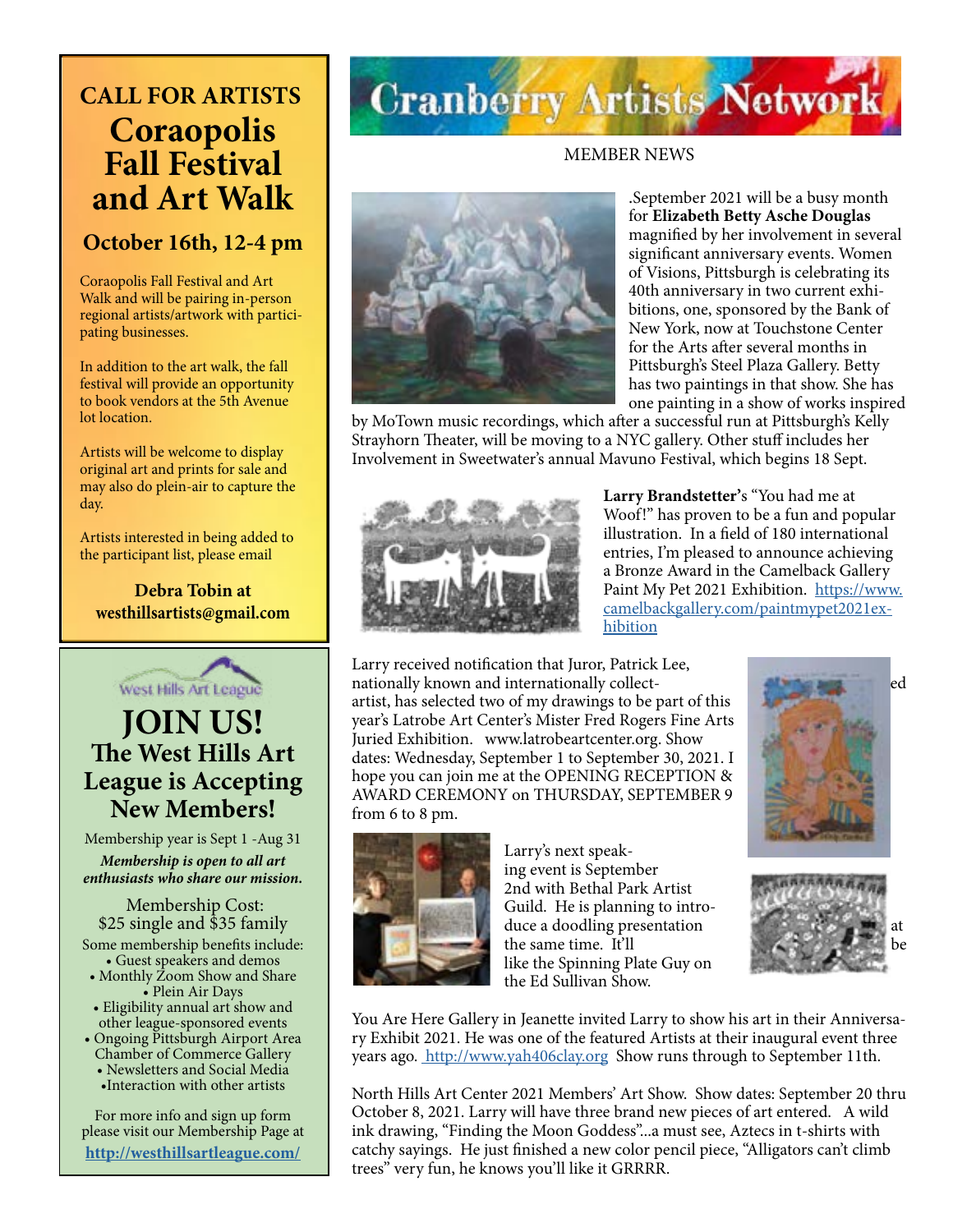# CALL FOR ARTISTS

## Coraopolis Fall Festival and Art Walk

### October 16th, 12-4 pm

Coraopolis Fall Festival and Art Walk and will be pairing in-person regional artists/artwork with participating businesses.

In addition to the art walk, the fall festival will provide an opportunity to book vendors at the 5th Avenue lot location.

Artists will be welcome to display original art and prints for sale and may also do plein-air to capture the day.

Artists interested in being added to the participant list, please email

**Debra Tobin at westhillsartists@gmail.com**

---

West Hills Art League

# JOIN US!

## The West Hills Art League is Accepting New Members!

Membership year is Sept 1 -Aug 31

***Membership is open to all art enthusiasts who share our mission.***

Membership Cost:
$25 single and $35 family

Some membership benefits include:

- Guest speakers and demos
- Monthly Zoom Show and Share
- Plein Air Days
- Eligibility annual art show and other league-sponsored events
- Ongoing Pittsburgh Airport Area Chamber of Commerce Gallery
- Newsletters and Social Media
- Interaction with other artists

For more info and sign up form please visit our Membership Page at

**http://westhillsartleague.com/**

---

# Cranberry Artists Network

MEMBER NEWS

.September 2021 will be a busy month for **Elizabeth Betty Asche Douglas** magnified by her involvement in several significant anniversary events. Women of Visions, Pittsburgh is celebrating its 40th anniversary in two current exhibitions, one, sponsored by the Bank of New York, now at Touchstone Center for the Arts after several months in Pittsburgh's Steel Plaza Gallery. Betty has two paintings in that show. She has one painting in a show of works inspired by MoTown music recordings, which after a successful run at Pittsburgh's Kelly Strayhorn Theater, will be moving to a NYC gallery. Other stuff includes her Involvement in Sweetwater's annual Mavuno Festival, which begins 18 Sept.

**Larry Brandstetter'**s "You had me at Woof!" has proven to be a fun and popular illustration. In a field of 180 international entries, I'm pleased to announce achieving a Bronze Award in the Camelback Gallery Paint My Pet 2021 Exhibition. https://www.camelbackgallery.com/paintmypet2021exhibition

Larry received notification that Juror, Patrick Lee, nationally known and internationally collected artist, has selected two of my drawings to be part of this year's Latrobe Art Center's Mister Fred Rogers Fine Arts Juried Exhibition. www.latrobeartcenter.org. Show dates: Wednesday, September 1 to September 30, 2021. I hope you can join me at the OPENING RECEPTION & AWARD CEREMONY on THURSDAY, SEPTEMBER 9 from 6 to 8 pm.

Larry's next speaking event is September 2nd with Bethal Park Artist Guild. He is planning to introduce a doodling presentation at the same time. It'll be like the Spinning Plate Guy on the Ed Sullivan Show.

You Are Here Gallery in Jeanette invited Larry to show his art in their Anniversary Exhibit 2021. He was one of the featured Artists at their inaugural event three years ago. http://www.yah406clay.org Show runs through to September 11th.

North Hills Art Center 2021 Members' Art Show. Show dates: September 20 thru October 8, 2021. Larry will have three brand new pieces of art entered. A wild ink drawing, "Finding the Moon Goddess"...a must see, Aztecs in t-shirts with catchy sayings. He just finished a new color pencil piece, "Alligators can't climb trees" very fun, he knows you'll like it GRRRR.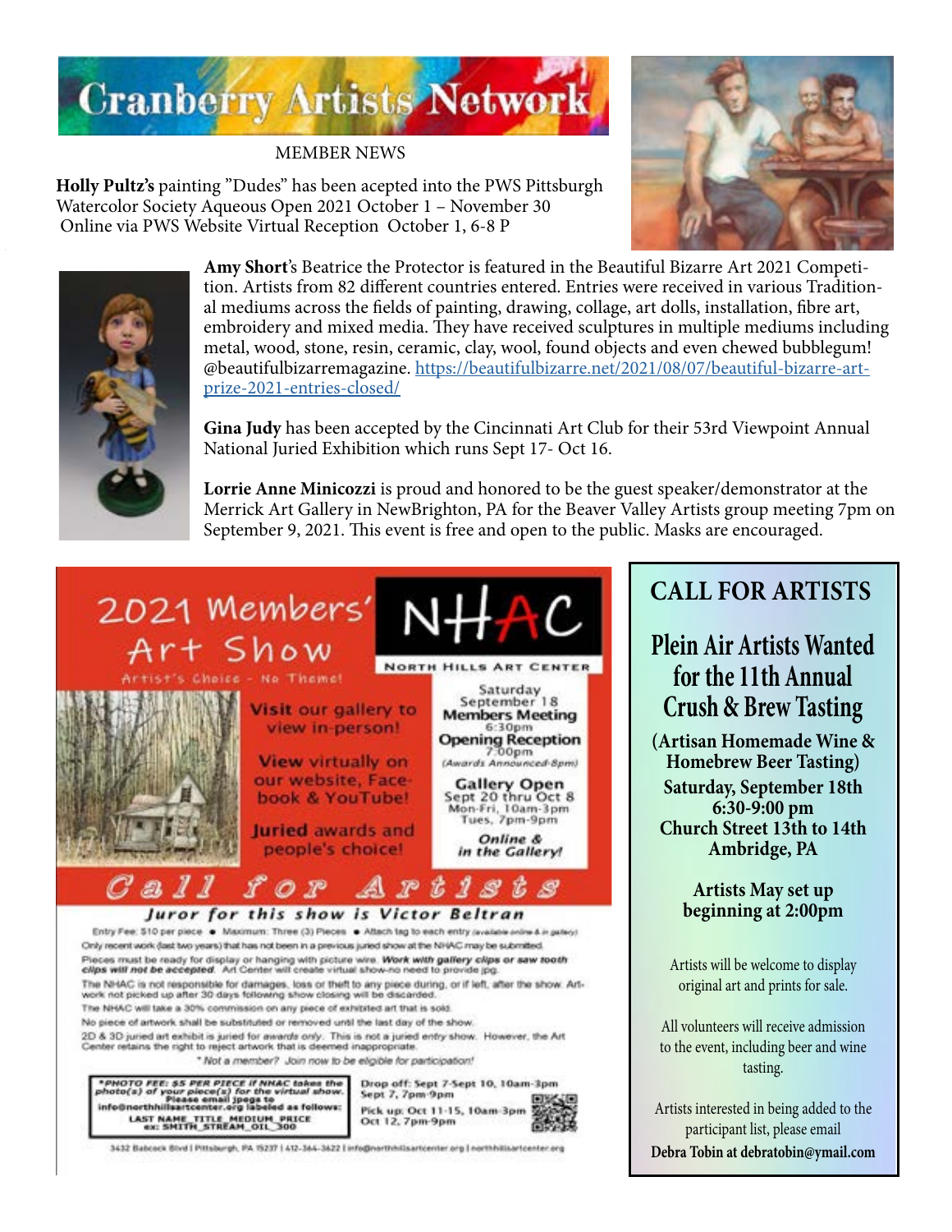# Cranberry Artists Network

MEMBER NEWS

**Holly Pultz's** painting "Dudes" has been acepted into the PWS Pittsburgh Watercolor Society Aqueous Open 2021 October 1 – November 30 Online via PWS Website Virtual Reception October 1, 6-8 P

**Amy Short**'s Beatrice the Protector is featured in the Beautiful Bizarre Art 2021 Competition. Artists from 82 different countries entered. Entries were received in various Traditional mediums across the fields of painting, drawing, collage, art dolls, installation, fibre art, embroidery and mixed media. They have received sculptures in multiple mediums including metal, wood, stone, resin, ceramic, clay, wool, found objects and even chewed bubblegum! @beautifulbizarremagazine. https://beautifulbizarre.net/2021/08/07/beautiful-bizarre-art-prize-2021-entries-closed/

**Gina Judy** has been accepted by the Cincinnati Art Club for their 53rd Viewpoint Annual National Juried Exhibition which runs Sept 17- Oct 16.

**Lorrie Anne Minicozzi** is proud and honored to be the guest speaker/demonstrator at the Merrick Art Gallery in NewBrighton, PA for the Beaver Valley Artists group meeting 7pm on September 9, 2021. This event is free and open to the public. Masks are encouraged.

## 2021 Members' Art Show

Artist's Choice - No Theme!

NHAC North Hills Art Center

Visit our gallery to view in-person!

View virtually on our website, Facebook & YouTube!

Juried awards and people's choice!

Saturday September 18
**Members Meeting** 6:30pm
**Opening Reception** 7:00pm
(Awards Announced 8pm)

**Gallery Open**
Sept 20 thru Oct 8
Mon-Fri, 10am-3pm
Tues, 7pm-9pm

*Online & in the Gallery!*

### Call for Artists

**Juror for this show is Victor Beltran**

Entry Fee: $10 per piece • Maximum: Three (3) Pieces • Attach tag to each entry (available online & in gallery)

Only recent work (last two years) that has not been in a previous juried show at the NHAC may be submitted.

Pieces must be ready for display or hanging with picture wire. ***Work with gallery clips or saw tooth clips will not be accepted.*** Art Center will create virtual show-no need to provide jpg.

The NHAC is not responsible for damages, loss or theft to any piece during, or if left, after the show. Artwork not picked up after 30 days following show closing will be discarded.

The NHAC will take a 30% commission on any piece of exhibited art that is sold.

No piece of artwork shall be substituted or removed until the last day of the show.

2D & 3D juried art exhibit is juried for *awards only*. This is not a juried entry show. However, the Art Center retains the right to reject artwork that is deemed inappropriate.

*\* Not a member? Join now to be eligible for participation!*

***PHOTO FEE: $5 PER PIECE if NHAC takes the photo(s) of your piece(s) for the virtual show.* Please email jpegs to info@northhillsartcenter.org labeled as follows: LAST NAME_TITLE_MEDIUM_PRICE ex: SMITH_STREAM_OIL_300**

Drop off: Sept 7-Sept 10, 10am-3pm
Sept 7, 7pm-9pm

Pick up: Oct 11-15, 10am-3pm
Oct 12, 7pm-9pm

3432 Babcock Blvd | Pittsburgh, PA 15237 | 412-364-3622 | info@northhillsartcenter.org | northhillsartcenter.org

## CALL FOR ARTISTS

### Plein Air Artists Wanted for the 11th Annual Crush & Brew Tasting

**(Artisan Homemade Wine & Homebrew Beer Tasting)**
**Saturday, September 18th**
**6:30-9:00 pm**
**Church Street 13th to 14th**
**Ambridge, PA**

**Artists May set up beginning at 2:00pm**

Artists will be welcome to display original art and prints for sale.

All volunteers will receive admission to the event, including beer and wine tasting.

Artists interested in being added to the participant list, please email **Debra Tobin at debratobin@ymail.com**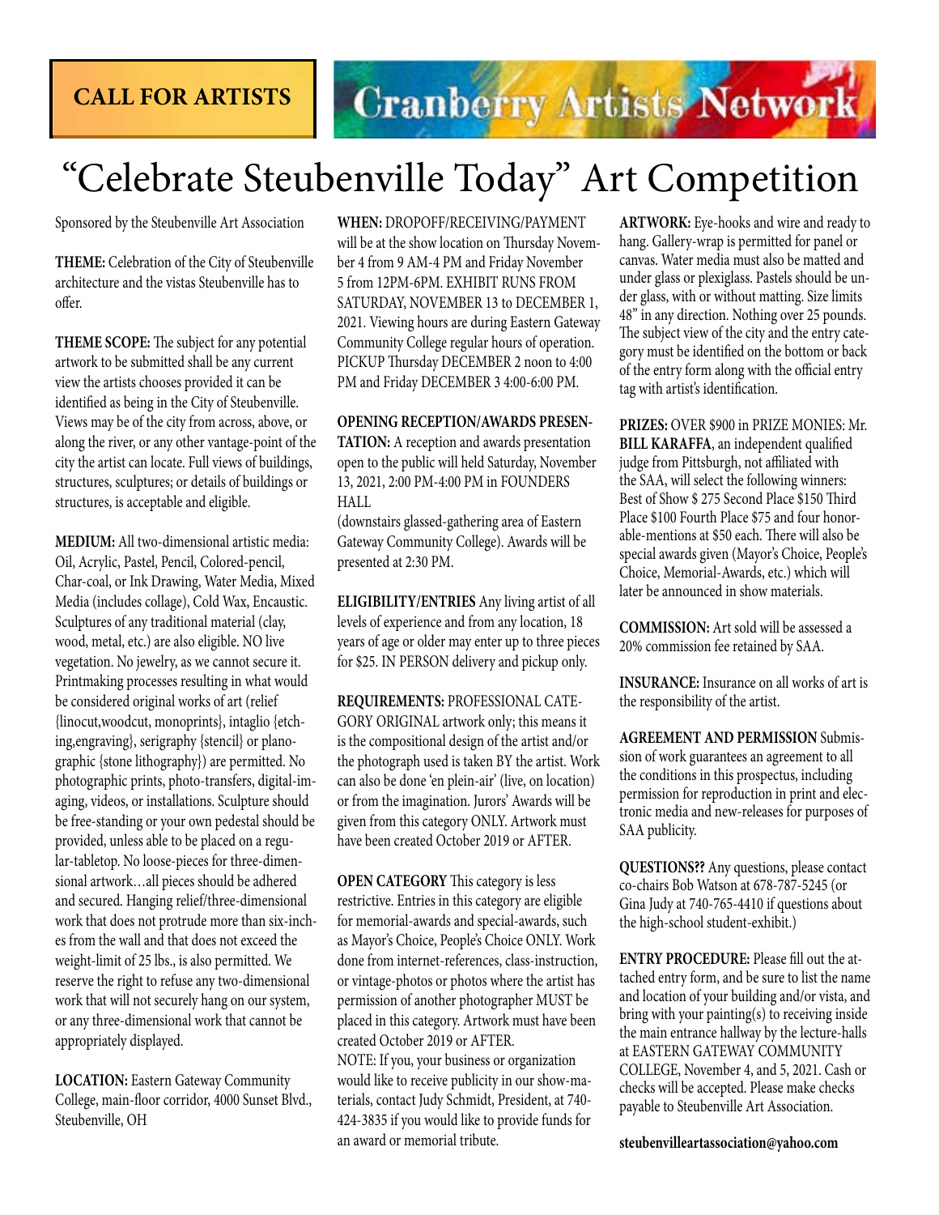**CALL FOR ARTISTS**

**Cranberry Artists Network**

# "Celebrate Steubenville Today" Art Competition

Sponsored by the Steubenville Art Association

**THEME:** Celebration of the City of Steubenville architecture and the vistas Steubenville has to offer.

**THEME SCOPE:** The subject for any potential artwork to be submitted shall be any current view the artists chooses provided it can be identified as being in the City of Steubenville. Views may be of the city from across, above, or along the river, or any other vantage-point of the city the artist can locate. Full views of buildings, structures, sculptures; or details of buildings or structures, is acceptable and eligible.

**MEDIUM:** All two-dimensional artistic media: Oil, Acrylic, Pastel, Pencil, Colored-pencil, Char-coal, or Ink Drawing, Water Media, Mixed Media (includes collage), Cold Wax, Encaustic. Sculptures of any traditional material (clay, wood, metal, etc.) are also eligible. NO live vegetation. No jewelry, as we cannot secure it. Printmaking processes resulting in what would be considered original works of art (relief {linocut,woodcut, monoprints}, intaglio {etching,engraving}, serigraphy {stencil} or planographic {stone lithography}) are permitted. No photographic prints, photo-transfers, digital-imaging, videos, or installations. Sculpture should be free-standing or your own pedestal should be provided, unless able to be placed on a regular-tabletop. No loose-pieces for three-dimensional artwork…all pieces should be adhered and secured. Hanging relief/three-dimensional work that does not protrude more than six-inches from the wall and that does not exceed the weight-limit of 25 lbs., is also permitted. We reserve the right to refuse any two-dimensional work that will not securely hang on our system, or any three-dimensional work that cannot be appropriately displayed.

**LOCATION:** Eastern Gateway Community College, main-floor corridor, 4000 Sunset Blvd., Steubenville, OH

**WHEN:** DROPOFF/RECEIVING/PAYMENT will be at the show location on Thursday November 4 from 9 AM-4 PM and Friday November 5 from 12PM-6PM. EXHIBIT RUNS FROM SATURDAY, NOVEMBER 13 to DECEMBER 1, 2021. Viewing hours are during Eastern Gateway Community College regular hours of operation. PICKUP Thursday DECEMBER 2 noon to 4:00 PM and Friday DECEMBER 3 4:00-6:00 PM.

**OPENING RECEPTION/AWARDS PRESENTATION:** A reception and awards presentation open to the public will held Saturday, November 13, 2021, 2:00 PM-4:00 PM in FOUNDERS HALL
(downstairs glassed-gathering area of Eastern Gateway Community College). Awards will be presented at 2:30 PM.

**ELIGIBILITY/ENTRIES** Any living artist of all levels of experience and from any location, 18 years of age or older may enter up to three pieces for $25. IN PERSON delivery and pickup only.

**REQUIREMENTS:** PROFESSIONAL CATEGORY ORIGINAL artwork only; this means it is the compositional design of the artist and/or the photograph used is taken BY the artist. Work can also be done 'en plein-air' (live, on location) or from the imagination. Jurors' Awards will be given from this category ONLY. Artwork must have been created October 2019 or AFTER.

**OPEN CATEGORY** This category is less restrictive. Entries in this category are eligible for memorial-awards and special-awards, such as Mayor's Choice, People's Choice ONLY. Work done from internet-references, class-instruction, or vintage-photos or photos where the artist has permission of another photographer MUST be placed in this category. Artwork must have been created October 2019 or AFTER.
NOTE: If you, your business or organization would like to receive publicity in our show-materials, contact Judy Schmidt, President, at 740-424-3835 if you would like to provide funds for an award or memorial tribute.

**ARTWORK:** Eye-hooks and wire and ready to hang. Gallery-wrap is permitted for panel or canvas. Water media must also be matted and under glass or plexiglass. Pastels should be under glass, with or without matting. Size limits 48" in any direction. Nothing over 25 pounds. The subject view of the city and the entry category must be identified on the bottom or back of the entry form along with the official entry tag with artist's identification.

**PRIZES:** OVER $900 in PRIZE MONIES: Mr. **BILL KARAFFA**, an independent qualified judge from Pittsburgh, not affiliated with the SAA, will select the following winners: Best of Show $ 275 Second Place $150 Third Place $100 Fourth Place $75 and four honorable-mentions at $50 each. There will also be special awards given (Mayor's Choice, People's Choice, Memorial-Awards, etc.) which will later be announced in show materials.

**COMMISSION:** Art sold will be assessed a 20% commission fee retained by SAA.

**INSURANCE:** Insurance on all works of art is the responsibility of the artist.

**AGREEMENT AND PERMISSION** Submission of work guarantees an agreement to all the conditions in this prospectus, including permission for reproduction in print and electronic media and new-releases for purposes of SAA publicity.

**QUESTIONS??** Any questions, please contact co-chairs Bob Watson at 678-787-5245 (or Gina Judy at 740-765-4410 if questions about the high-school student-exhibit.)

**ENTRY PROCEDURE:** Please fill out the attached entry form, and be sure to list the name and location of your building and/or vista, and bring with your painting(s) to receiving inside the main entrance hallway by the lecture-halls at EASTERN GATEWAY COMMUNITY COLLEGE, November 4, and 5, 2021. Cash or checks will be accepted. Please make checks payable to Steubenville Art Association.

**steubenvilleartassociation@yahoo.com**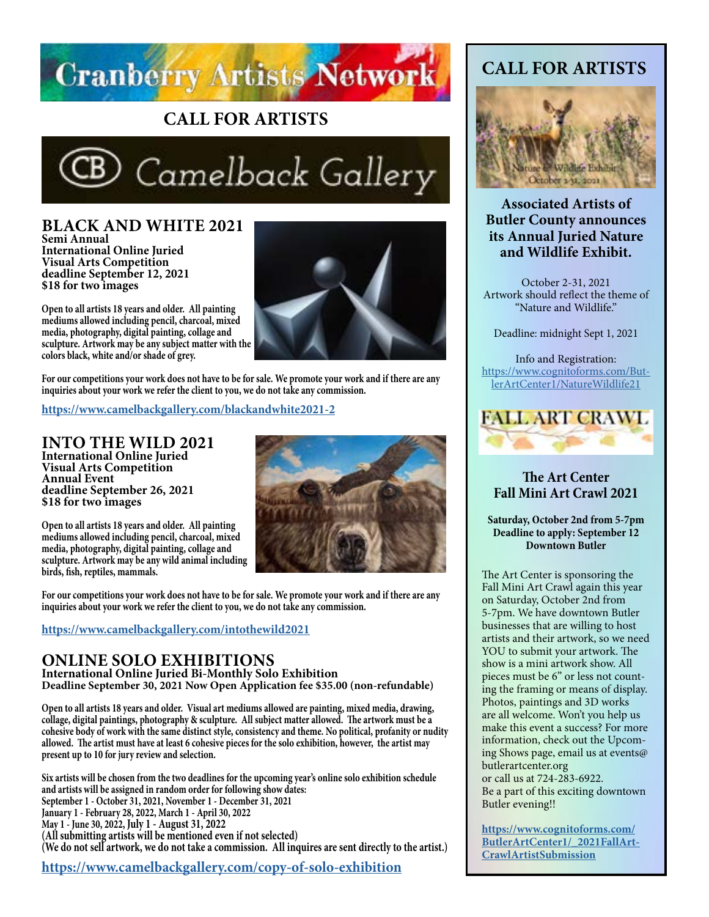# Cranberry Artists Network

## CALL FOR ARTISTS

Camelback Gallery

### BLACK AND WHITE 2021

**Semi Annual**
**International Online Juried**
**Visual Arts Competition**
**deadline September 12, 2021**
**$18 for two images**

Open to all artists 18 years and older. All painting mediums allowed including pencil, charcoal, mixed media, photography, digital painting, collage and sculpture. Artwork may be any subject matter with the colors black, white and/or shade of grey.

For our competitions your work does not have to be for sale. We promote your work and if there are any inquiries about your work we refer the client to you, we do not take any commission.

https://www.camelbackgallery.com/blackandwhite2021-2

### INTO THE WILD 2021

**International Online Juried**
**Visual Arts Competition**
**Annual Event**
**deadline September 26, 2021**
**$18 for two images**

Open to all artists 18 years and older. All painting mediums allowed including pencil, charcoal, mixed media, photography, digital painting, collage and sculpture. Artwork may be any wild animal including birds, fish, reptiles, mammals.

For our competitions your work does not have to be for sale. We promote your work and if there are any inquiries about your work we refer the client to you, we do not take any commission.

https://www.camelbackgallery.com/intothewild2021

### ONLINE SOLO EXHIBITIONS

**International Online Juried Bi-Monthly Solo Exhibition**
**Deadline September 30, 2021 Now Open Application fee $35.00 (non-refundable)**

Open to all artists 18 years and older. Visual art mediums allowed are painting, mixed media, drawing, collage, digital paintings, photography & sculpture. All subject matter allowed. The artwork must be a cohesive body of work with the same distinct style, consistency and theme. No political, profanity or nudity allowed. The artist must have at least 6 cohesive pieces for the solo exhibition, however, the artist may present up to 10 for jury review and selection.

Six artists will be chosen from the two deadlines for the upcoming year's online solo exhibition schedule and artists will be assigned in random order for following show dates:
September 1 - October 31, 2021, November 1 - December 31, 2021
January 1 - February 28, 2022, March 1 - April 30, 2022
May 1 - June 30, 2022, July 1 - August 31, 2022
(All submitting artists will be mentioned even if not selected)
(We do not sell artwork, we do not take a commission. All inquires are sent directly to the artist.)

https://www.camelbackgallery.com/copy-of-solo-exhibition

## CALL FOR ARTISTS

Nature & Wildlife Exhibit
October 2-31, 2021

### Associated Artists of Butler County announces its Annual Juried Nature and Wildlife Exhibit.

October 2-31, 2021
Artwork should reflect the theme of "Nature and Wildlife."

Deadline: midnight Sept 1, 2021

Info and Registration:
https://www.cognitoforms.com/ButlerArtCenter1/NatureWildlife21

FALL ART CRAWL

### The Art Center Fall Mini Art Crawl 2021

**Saturday, October 2nd from 5-7pm**
**Deadline to apply: September 12**
**Downtown Butler**

The Art Center is sponsoring the Fall Mini Art Crawl again this year on Saturday, October 2nd from 5-7pm. We have downtown Butler businesses that are willing to host artists and their artwork, so we need YOU to submit your artwork. The show is a mini artwork show. All pieces must be 6" or less not counting the framing or means of display. Photos, paintings and 3D works are all welcome. Won't you help us make this event a success? For more information, check out the Upcoming Shows page, email us at events@butlerartcenter.org or call us at 724-283-6922.
Be a part of this exciting downtown Butler evening!!

https://www.cognitoforms.com/ButlerArtCenter1/_2021FallArtCrawlArtistSubmission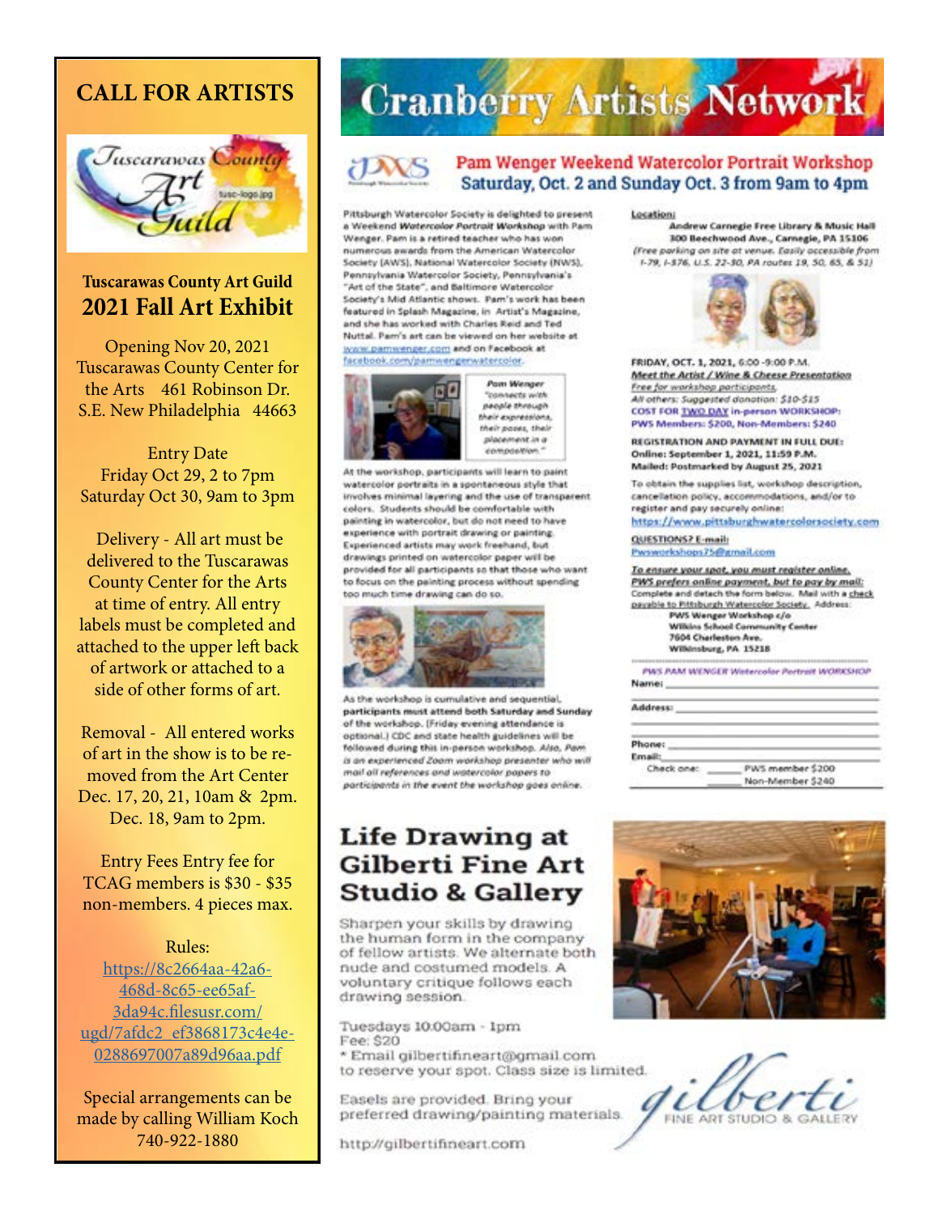## CALL FOR ARTISTS

Tuscarawas County Art Guild

**Tuscarawas County Art Guild**
**2021 Fall Art Exhibit**

Opening Nov 20, 2021
Tuscarawas County Center for the Arts 461 Robinson Dr. S.E. New Philadelphia 44663

Entry Date
Friday Oct 29, 2 to 7pm
Saturday Oct 30, 9am to 3pm

Delivery - All art must be delivered to the Tuscarawas County Center for the Arts at time of entry. All entry labels must be completed and attached to the upper left back of artwork or attached to a side of other forms of art.

Removal - All entered works of art in the show is to be removed from the Art Center Dec. 17, 20, 21, 10am & 2pm. Dec. 18, 9am to 2pm.

Entry Fees Entry fee for TCAG members is $30 - $35 non-members. 4 pieces max.

Rules:
https://8c2664aa-42a6-468d-8c65-ee65af-3da94c.filesusr.com/ugd/7afdc2_ef3868173c4e4e-0288697007a89d96aa.pdf

Special arrangements can be made by calling William Koch 740-922-1880

# Cranberry Artists Network

## Pam Wenger Weekend Watercolor Portrait Workshop
## Saturday, Oct. 2 and Sunday Oct. 3 from 9am to 4pm

Pittsburgh Watercolor Society is delighted to present a Weekend *Watercolor Portrait Workshop* with Pam Wenger. Pam is a retired teacher who has won numerous awards from the American Watercolor Society (AWS), National Watercolor Society (NWS), Pennsylvania Watercolor Society, Pennsylvania's "Art of the State", and Baltimore Watercolor Society's Mid Atlantic shows. Pam's work has been featured in Splash Magazine, in Artist's Magazine, and she has worked with Charles Reid and Ted Nuttal. Pam's art can be viewed on her website at www.pamwenger.com and on Facebook at facebook.com/pamwengerwatercolor.

*Pam Wenger "connects with people through their expressions, their poses, their placement in a composition."*

At the workshop, participants will learn to paint watercolor portraits in a spontaneous style that involves minimal layering and the use of transparent colors. Students should be comfortable with painting in watercolor, but do not need to have experience with portrait drawing or painting. Experienced artists may work freehand, but drawings printed on watercolor paper will be provided for all participants so that those who want to focus on the painting process without spending too much time drawing can do so.

As the workshop is cumulative and sequential, **participants must attend both Saturday and Sunday** of the workshop. (Friday evening attendance is optional.) CDC and state health guidelines will be followed during this in-person workshop. *Also, Pam is an experienced Zoom workshop presenter who will mail all references and watercolor papers to participants in the event the workshop goes online.*

**Location:**
**Andrew Carnegie Free Library & Music Hall**
**300 Beechwood Ave., Carnegie, PA 15106**
*(Free parking on site at venue. Easily accessible from I-79, I-376, U.S. 22-30, PA routes 19, 50, 65, & 51)*

FRIDAY, OCT. 1, 2021, 6:00 -9:00 P.M.
***Meet the Artist / Wine & Cheese Presentation***
*Free for workshop participants.*
*All others: Suggested donation: $10-$15*
**COST FOR TWO DAY in-person WORKSHOP:**
**PWS Members: $200, Non-Members: $240**

**REGISTRATION AND PAYMENT IN FULL DUE:**
**Online: September 1, 2021, 11:59 P.M.**
**Mailed: Postmarked by August 25, 2021**

To obtain the supplies list, workshop description, cancellation policy, accommodations, and/or to register and pay securely online:
https://www.pittsburghwatercolorsociety.com

**QUESTIONS? E-mail:**
Pwsworkshops75@gmail.com

***To ensure your spot, you must register online.***
***PWS prefers online payment, but to pay by mail:***
Complete and detach the form below. Mail with a check payable to Pittsburgh Watercolor Society. Address:
**PWS Wenger Workshop c/o**
**Wilkins School Community Center**
**7604 Charleston Ave.**
**Wilkinsburg, PA 15218**

*PWS PAM WENGER Watercolor Portrait WORKSHOP*
Name: ______
Address: ______
Phone: ______
Email: ______
Check one: ____ PWS member $200
____ Non-Member $240

## Life Drawing at Gilberti Fine Art Studio & Gallery

Sharpen your skills by drawing the human form in the company of fellow artists. We alternate both nude and costumed models. A voluntary critique follows each drawing session.

Tuesdays 10:00am - 1pm
Fee: $20
* Email gilbertifineart@gmail.com to reserve your spot. Class size is limited.

Easels are provided. Bring your preferred drawing/painting materials.

http://gilbertifineart.com

gilberti FINE ART STUDIO & GALLERY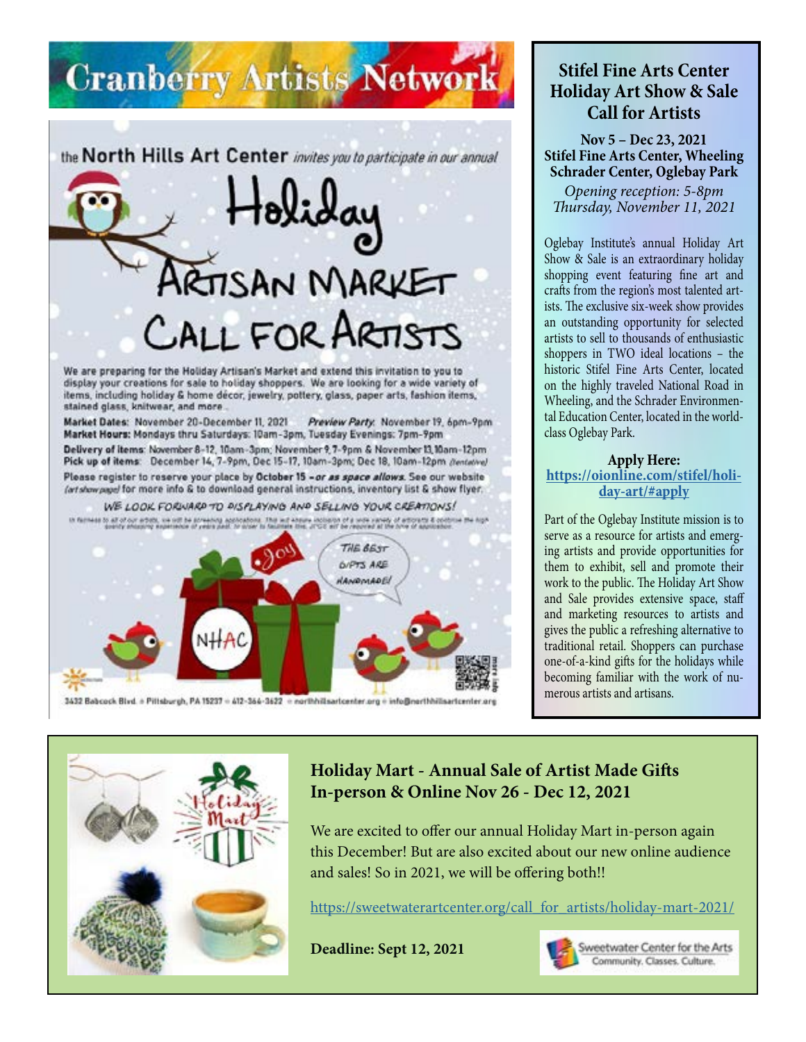# Cranberry Artists Network

the **North Hills Art Center** *invites you to participate in our annual*

## Holiday Artisan Market Call for Artists

We are preparing for the Holiday Artisan's Market and extend this invitation to you to display your creations for sale to holiday shoppers. We are looking for a wide variety of items, including holiday & home décor, jewelry, pottery, glass, paper arts, fashion items, stained glass, knitwear, and more.

**Market Dates:** November 20-December 11, 2021 *Preview Party:* November 19, 6pm-9pm
**Market Hours:** Mondays thru Saturdays: 10am-3pm, Tuesday Evenings: 7pm-9pm

**Delivery of items:** November 8-12, 10am-3pm; November 9, 7-9pm & November 13, 10am-12pm
**Pick up of items:** December 14, 7-9pm, Dec 15-17, 10am-3pm; Dec 18, 10am-12pm *(tentative)*

Please register to reserve your place by **October 15** – *or as space allows*. See our website *(art show page)* for more info & to download general instructions, inventory list & show flyer.

WE LOOK FORWARD TO DISPLAYING AND SELLING YOUR CREATIONS!

THE BEST GIFTS ARE HANDMADE!

3432 Babcock Blvd. • Pittsburgh, PA 15237 • 412-364-3622 • northhillsartcenter.org • info@northhillsartcenter.org

## Stifel Fine Arts Center Holiday Art Show & Sale Call for Artists

**Nov 5 – Dec 23, 2021**
**Stifel Fine Arts Center, Wheeling**
**Schrader Center, Oglebay Park**

*Opening reception: 5-8pm*
*Thursday, November 11, 2021*

Oglebay Institute's annual Holiday Art Show & Sale is an extraordinary holiday shopping event featuring fine art and crafts from the region's most talented artists. The exclusive six-week show provides an outstanding opportunity for selected artists to sell to thousands of enthusiastic shoppers in TWO ideal locations – the historic Stifel Fine Arts Center, located on the highly traveled National Road in Wheeling, and the Schrader Environmental Education Center, located in the world-class Oglebay Park.

**Apply Here:**
https://oionline.com/stifel/holiday-art/#apply

Part of the Oglebay Institute mission is to serve as a resource for artists and emerging artists and provide opportunities for them to exhibit, sell and promote their work to the public. The Holiday Art Show and Sale provides extensive space, staff and marketing resources to artists and gives the public a refreshing alternative to traditional retail. Shoppers can purchase one-of-a-kind gifts for the holidays while becoming familiar with the work of numerous artists and artisans.

## Holiday Mart - Annual Sale of Artist Made Gifts In-person & Online Nov 26 - Dec 12, 2021

We are excited to offer our annual Holiday Mart in-person again this December! But are also excited about our new online audience and sales! So in 2021, we will be offering both!!

https://sweetwaterartcenter.org/call_for_artists/holiday-mart-2021/

**Deadline: Sept 12, 2021**

Sweetwater Center for the Arts
Community. Classes. Culture.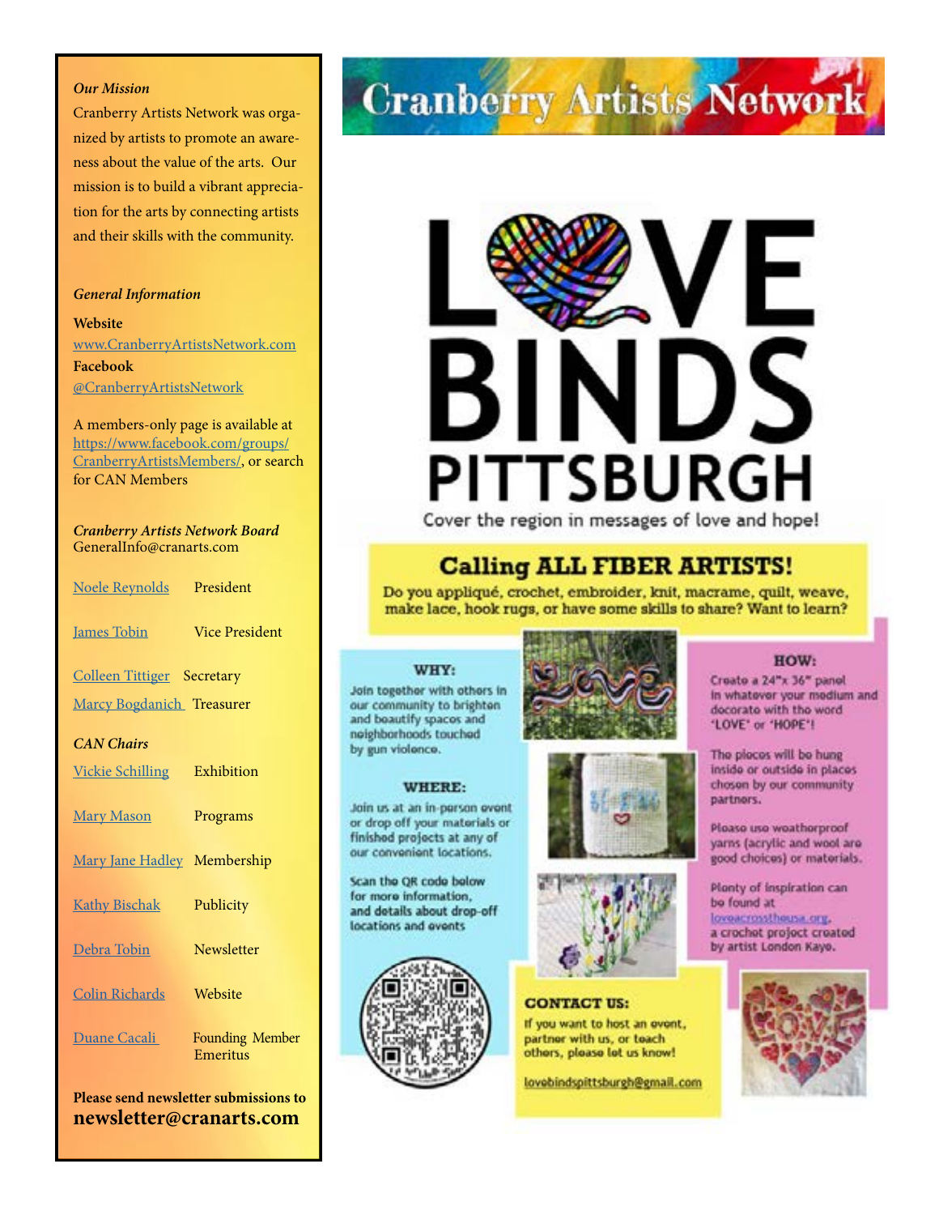# Cranberry Artists Network

*Our Mission*

Cranberry Artists Network was organized by artists to promote an awareness about the value of the arts. Our mission is to build a vibrant appreciation for the arts by connecting artists and their skills with the community.

*General Information*

**Website**
www.CranberryArtistsNetwork.com

**Facebook**
@CranberryArtistsNetwork

A members-only page is available at https://www.facebook.com/groups/CranberryArtistsMembers/, or search for CAN Members

*Cranberry Artists Network Board*
GeneralInfo@cranarts.com

| | |
|---|---|
| Noele Reynolds | President |
| James Tobin | Vice President |
| Colleen Tittiger | Secretary |
| Marcy Bogdanich | Treasurer |

*CAN Chairs*

| | |
|---|---|
| Vickie Schilling | Exhibition |
| Mary Mason | Programs |
| Mary Jane Hadley | Membership |
| Kathy Bischak | Publicity |
| Debra Tobin | Newsletter |
| Colin Richards | Website |
| Duane Cacali | Founding Member Emeritus |

**Please send newsletter submissions to**
**newsletter@cranarts.com**

# LOVE BINDS PITTSBURGH

Cover the region in messages of love and hope!

## Calling ALL FIBER ARTISTS!

Do you appliqué, crochet, embroider, knit, macrame, quilt, weave, make lace, hook rugs, or have some skills to share? Want to learn?

### WHY:

Join together with others in our community to brighten and beautify spaces and neighborhoods touched by gun violence.

### WHERE:

Join us at an in-person event or drop off your materials or finished projects at any of our convenient locations.

Scan the QR code below for more information, and details about drop-off locations and events

### HOW:

Create a 24"x 36" panel in whatever your medium and decorate with the word 'LOVE' or 'HOPE'!

The pieces will be hung inside or outside in places chosen by our community partners.

Please use weatherproof yarns (acrylic and wool are good choices) or materials.

Plenty of inspiration can be found at loveacrosstheusa.org, a crochet project created by artist London Kaye.

### CONTACT US:

If you want to host an event, partner with us, or teach others, please let us know!

lovebindspittsburgh@gmail.com